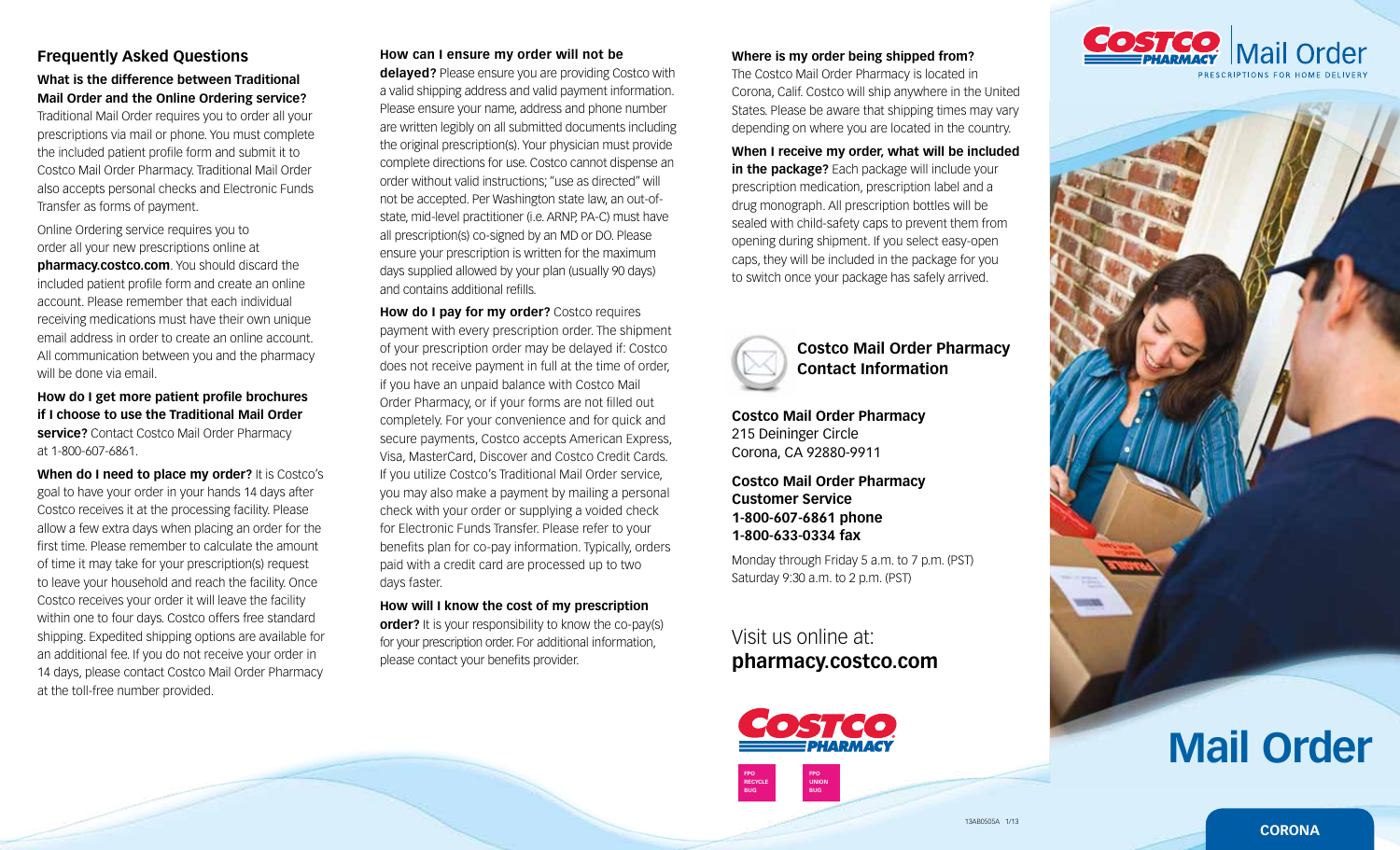## Frequently Asked Questions

**What is the difference between Traditional Mail Order and the Online Ordering service?** Traditional Mail Order requires you to order all your prescriptions via mail or phone. You must complete the included patient profile form and submit it to Costco Mail Order Pharmacy. Traditional Mail Order also accepts personal checks and Electronic Funds Transfer as forms of payment.

Online Ordering service requires you to order all your new prescriptions online at **pharmacy.costco.com**. You should discard the included patient profile form and create an online account. Please remember that each individual receiving medications must have their own unique email address in order to create an online account. All communication between you and the pharmacy will be done via email.

**How do I get more patient profile brochures if I choose to use the Traditional Mail Order service?** Contact Costco Mail Order Pharmacy at 1-800-607-6861.

**When do I need to place my order?** It is Costco's goal to have your order in your hands 14 days after Costco receives it at the processing facility. Please allow a few extra days when placing an order for the first time. Please remember to calculate the amount of time it may take for your prescription(s) request to leave your household and reach the facility. Once Costco receives your order it will leave the facility within one to four days. Costco offers free standard shipping. Expedited shipping options are available for an additional fee. If you do not receive your order in 14 days, please contact Costco Mail Order Pharmacy at the toll-free number provided.

**How can I ensure my order will not be delayed?** Please ensure you are providing Costco with a valid shipping address and valid payment information. Please ensure your name, address and phone number are written legibly on all submitted documents including the original prescription(s). Your physician must provide complete directions for use. Costco cannot dispense an order without valid instructions; "use as directed" will not be accepted. Per Washington state law, an out-of-state, mid-level practitioner (i.e. ARNP, PA-C) must have all prescription(s) co-signed by an MD or DO. Please ensure your prescription is written for the maximum days supplied allowed by your plan (usually 90 days) and contains additional refills.

**How do I pay for my order?** Costco requires payment with every prescription order. The shipment of your prescription order may be delayed if: Costco does not receive payment in full at the time of order, if you have an unpaid balance with Costco Mail Order Pharmacy, or if your forms are not filled out completely. For your convenience and for quick and secure payments, Costco accepts American Express, Visa, MasterCard, Discover and Costco Credit Cards. If you utilize Costco's Traditional Mail Order service, you may also make a payment by mailing a personal check with your order or supplying a voided check for Electronic Funds Transfer. Please refer to your benefits plan for co-pay information. Typically, orders paid with a credit card are processed up to two days faster.

**How will I know the cost of my prescription order?** It is your responsibility to know the co-pay(s) for your prescription order. For additional information, please contact your benefits provider.

**Where is my order being shipped from?** The Costco Mail Order Pharmacy is located in Corona, Calif. Costco will ship anywhere in the United States. Please be aware that shipping times may vary depending on where you are located in the country.

**When I receive my order, what will be included in the package?** Each package will include your prescription medication, prescription label and a drug monograph. All prescription bottles will be sealed with child-safety caps to prevent them from opening during shipment. If you select easy-open caps, they will be included in the package for you to switch once your package has safely arrived.

### Costco Mail Order Pharmacy Contact Information

**Costco Mail Order Pharmacy**
215 Deininger Circle
Corona, CA 92880-9911

**Costco Mail Order Pharmacy Customer Service**
**1-800-607-6861 phone**
**1-800-633-0334 fax**

Monday through Friday 5 a.m. to 7 p.m. (PST)
Saturday 9:30 a.m. to 2 p.m. (PST)

Visit us online at:
**pharmacy.costco.com**

COSTCO PHARMACY

FPO RECYCLE BUG

FPO UNION BUG

13AB0505A 1/13

COSTCO PHARMACY | Mail Order
PRESCRIPTIONS FOR HOME DELIVERY

# Mail Order

**CORONA**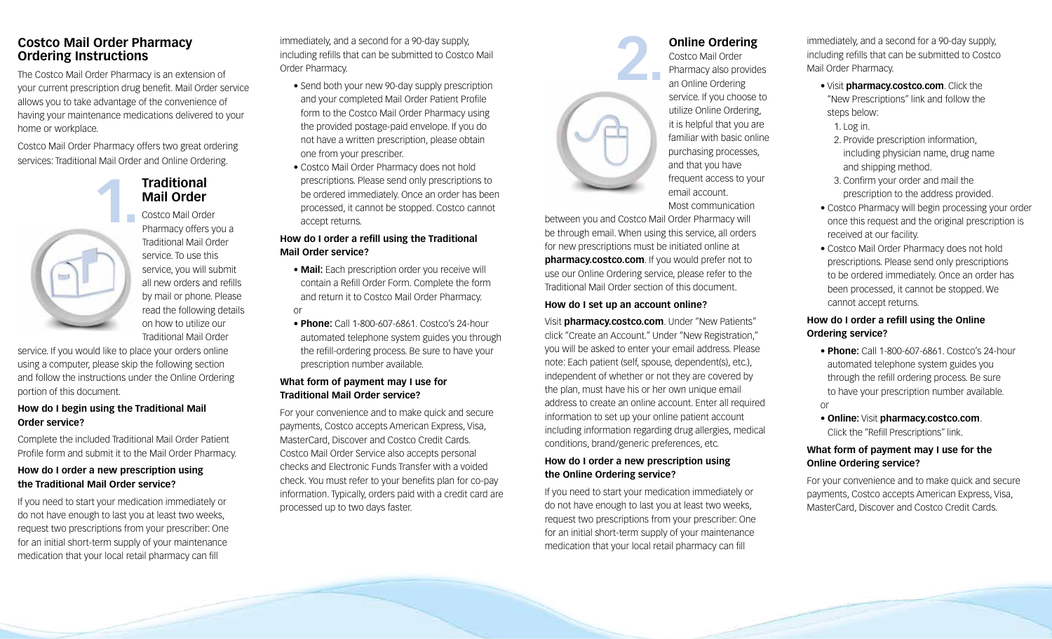## Costco Mail Order Pharmacy Ordering Instructions

The Costco Mail Order Pharmacy is an extension of your current prescription drug benefit. Mail Order service allows you to take advantage of the convenience of having your maintenance medications delivered to your home or workplace.

Costco Mail Order Pharmacy offers two great ordering services: Traditional Mail Order and Online Ordering.

### 1. Traditional Mail Order

Costco Mail Order Pharmacy offers you a Traditional Mail Order service. To use this service, you will submit all new orders and refills by mail or phone. Please read the following details on how to utilize our Traditional Mail Order service. If you would like to place your orders online using a computer, please skip the following section and follow the instructions under the Online Ordering portion of this document.

#### How do I begin using the Traditional Mail Order service?

Complete the included Traditional Mail Order Patient Profile form and submit it to the Mail Order Pharmacy.

#### How do I order a new prescription using the Traditional Mail Order service?

If you need to start your medication immediately or do not have enough to last you at least two weeks, request two prescriptions from your prescriber: One for an initial short-term supply of your maintenance medication that your local retail pharmacy can fill immediately, and a second for a 90-day supply, including refills that can be submitted to Costco Mail Order Pharmacy.

- Send both your new 90-day supply prescription and your completed Mail Order Patient Profile form to the Costco Mail Order Pharmacy using the provided postage-paid envelope. If you do not have a written prescription, please obtain one from your prescriber.
- Costco Mail Order Pharmacy does not hold prescriptions. Please send only prescriptions to be ordered immediately. Once an order has been processed, it cannot be stopped. Costco cannot accept returns.

#### How do I order a refill using the Traditional Mail Order service?

- **Mail:** Each prescription order you receive will contain a Refill Order Form. Complete the form and return it to Costco Mail Order Pharmacy.

or

- **Phone:** Call 1-800-607-6861. Costco's 24-hour automated telephone system guides you through the refill-ordering process. Be sure to have your prescription number available.

#### What form of payment may I use for Traditional Mail Order service?

For your convenience and to make quick and secure payments, Costco accepts American Express, Visa, MasterCard, Discover and Costco Credit Cards. Costco Mail Order Service also accepts personal checks and Electronic Funds Transfer with a voided check. You must refer to your benefits plan for co-pay information. Typically, orders paid with a credit card are processed up to two days faster.

### 2. Online Ordering

Costco Mail Order Pharmacy also provides an Online Ordering service. If you choose to utilize Online Ordering, it is helpful that you are familiar with basic online purchasing processes, and that you have frequent access to your email account. Most communication between you and Costco Mail Order Pharmacy will be through email. When using this service, all orders for new prescriptions must be initiated online at **pharmacy.costco.com**. If you would prefer not to use our Online Ordering service, please refer to the Traditional Mail Order section of this document.

#### How do I set up an account online?

Visit **pharmacy.costco.com**. Under "New Patients" click "Create an Account." Under "New Registration," you will be asked to enter your email address. Please note: Each patient (self, spouse, dependent(s), etc.), independent of whether or not they are covered by the plan, must have his or her own unique email address to create an online account. Enter all required information to set up your online patient account including information regarding drug allergies, medical conditions, brand/generic preferences, etc.

#### How do I order a new prescription using the Online Ordering service?

If you need to start your medication immediately or do not have enough to last you at least two weeks, request two prescriptions from your prescriber: One for an initial short-term supply of your maintenance medication that your local retail pharmacy can fill immediately, and a second for a 90-day supply, including refills that can be submitted to Costco Mail Order Pharmacy.

- Visit **pharmacy.costco.com**. Click the "New Prescriptions" link and follow the steps below:
  1. Log in.
  2. Provide prescription information, including physician name, drug name and shipping method.
  3. Confirm your order and mail the prescription to the address provided.
- Costco Pharmacy will begin processing your order once this request and the original prescription is received at our facility.
- Costco Mail Order Pharmacy does not hold prescriptions. Please send only prescriptions to be ordered immediately. Once an order has been processed, it cannot be stopped. We cannot accept returns.

#### How do I order a refill using the Online Ordering service?

- **Phone:** Call 1-800-607-6861. Costco's 24-hour automated telephone system guides you through the refill ordering process. Be sure to have your prescription number available.

or

- **Online:** Visit **pharmacy.costco.com**. Click the "Refill Prescriptions" link.

#### What form of payment may I use for the Online Ordering service?

For your convenience and to make quick and secure payments, Costco accepts American Express, Visa, MasterCard, Discover and Costco Credit Cards.